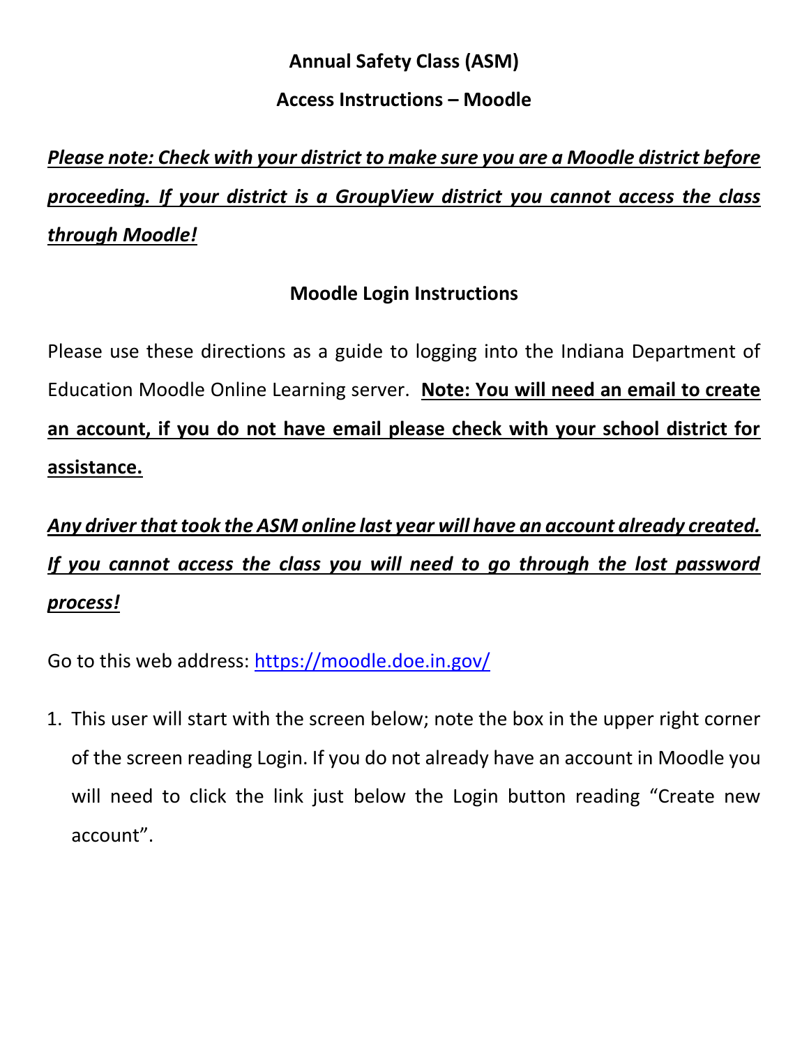**Annual Safety Class (ASM)**

**Access Instructions – Moodle**

***Please note: Check with your district to make sure you are a Moodle district before proceeding. If your district is a GroupView district you cannot access the class through Moodle!***

**Moodle Login Instructions**

Please use these directions as a guide to logging into the Indiana Department of Education Moodle Online Learning server. **Note: You will need an email to create an account, if you do not have email please check with your school district for assistance.**

***Any driver that took the ASM online last year will have an account already created. If you cannot access the class you will need to go through the lost password process!***

Go to this web address: [https://moodle.doe.in.gov/](https://moodle.doe.in.gov/)

1. This user will start with the screen below; note the box in the upper right corner of the screen reading Login. If you do not already have an account in Moodle you will need to click the link just below the Login button reading "Create new account".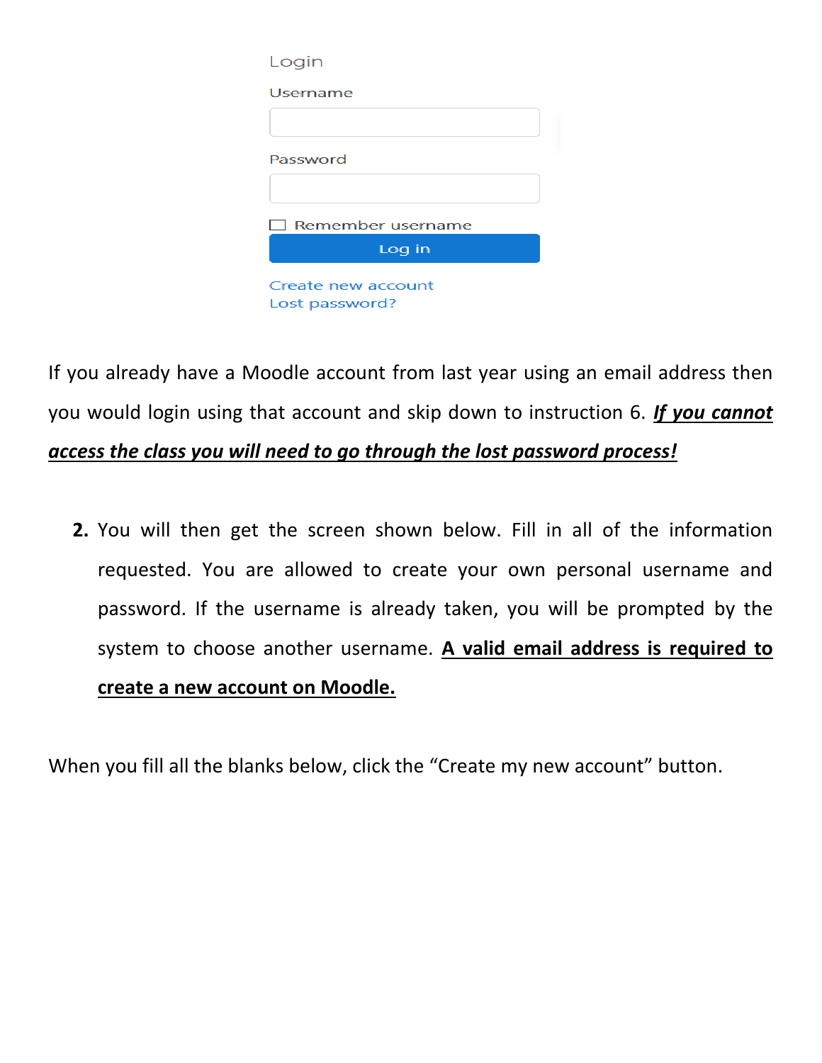Login

Username

Password

Remember username

Log in

Create new account
Lost password?

If you already have a Moodle account from last year using an email address then you would login using that account and skip down to instruction 6. ***If you cannot access the class you will need to go through the lost password process!***

2. You will then get the screen shown below. Fill in all of the information requested. You are allowed to create your own personal username and password. If the username is already taken, you will be prompted by the system to choose another username. **A valid email address is required to create a new account on Moodle.**

When you fill all the blanks below, click the "Create my new account" button.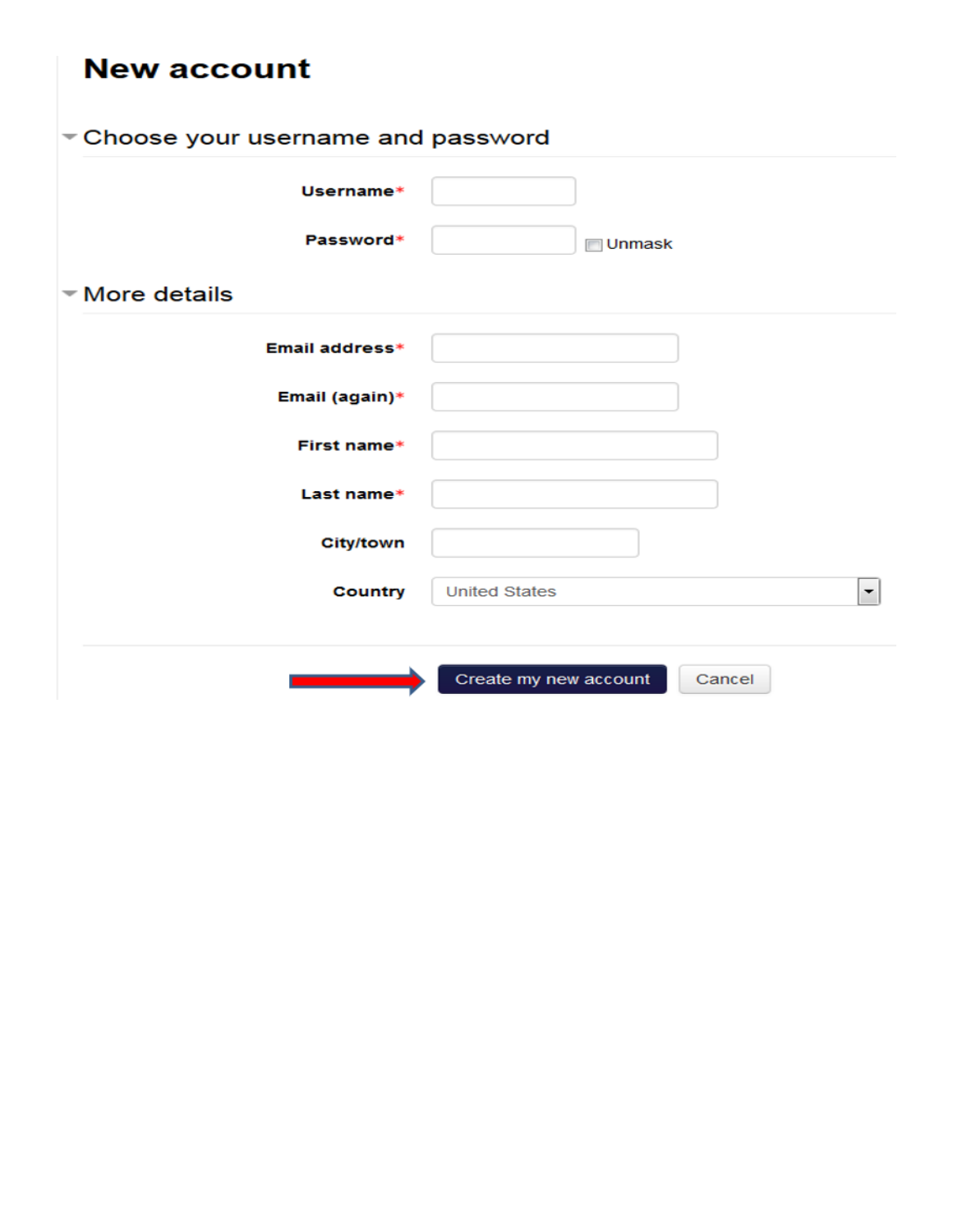# New account

## Choose your username and password

**Username***

**Password*** Unmask

## More details

**Email address***

**Email (again)***

**First name***

**Last name***

**City/town**

**Country** United States

Create my new account Cancel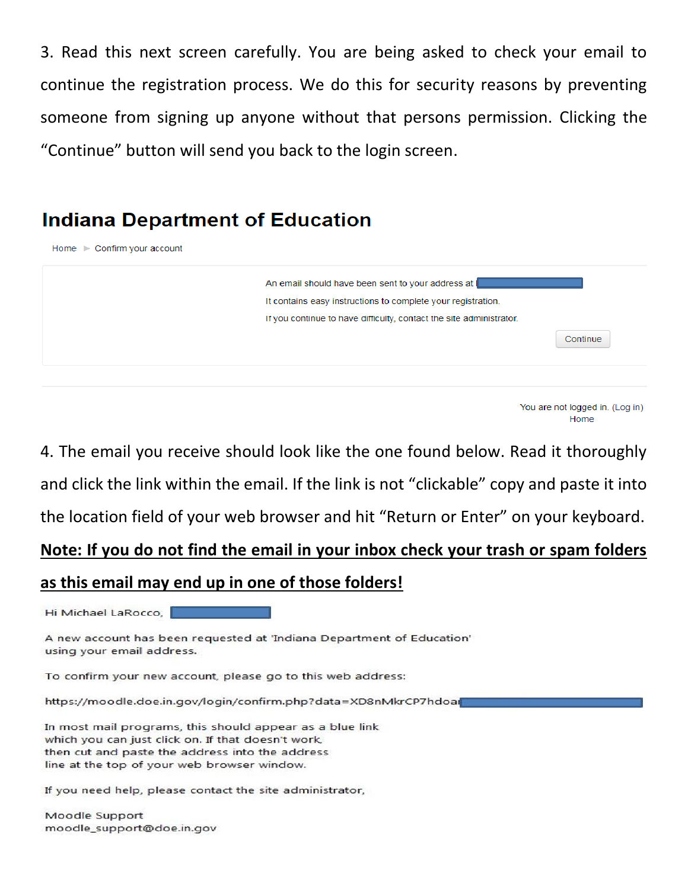3. Read this next screen carefully. You are being asked to check your email to continue the registration process. We do this for security reasons by preventing someone from signing up anyone without that persons permission. Clicking the "Continue" button will send you back to the login screen.

## Indiana Department of Education

Home ► Confirm your account

An email should have been sent to your address at

It contains easy instructions to complete your registration.

If you continue to have difficulty, contact the site administrator.

Continue

You are not logged in. (Log in)
Home

4. The email you receive should look like the one found below. Read it thoroughly and click the link within the email. If the link is not "clickable" copy and paste it into the location field of your web browser and hit "Return or Enter" on your keyboard.

**Note: If you do not find the email in your inbox check your trash or spam folders as this email may end up in one of those folders!**

Hi Michael LaRocco,

A new account has been requested at 'Indiana Department of Education' using your email address.

To confirm your new account, please go to this web address:

https://moodle.doe.in.gov/login/confirm.php?data=XD8nMkrCP7hdoa

In most mail programs, this should appear as a blue link which you can just click on. If that doesn't work, then cut and paste the address into the address line at the top of your web browser window.

If you need help, please contact the site administrator,

Moodle Support
moodle_support@doe.in.gov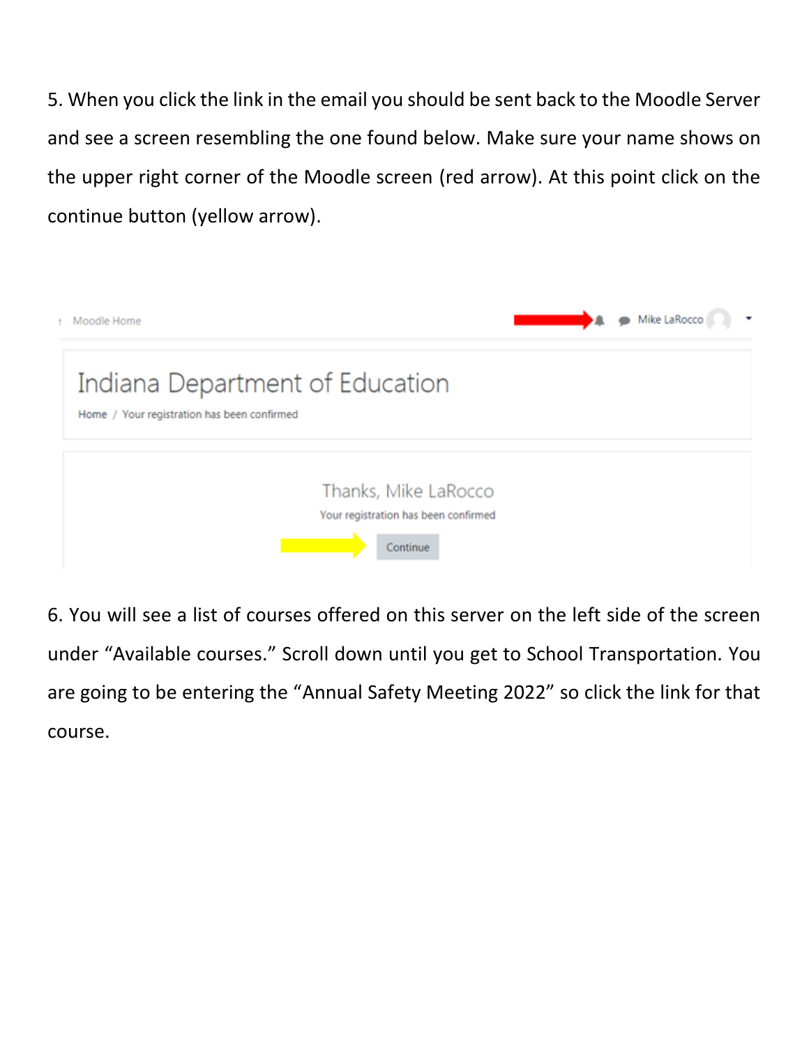5. When you click the link in the email you should be sent back to the Moodle Server and see a screen resembling the one found below. Make sure your name shows on the upper right corner of the Moodle screen (red arrow). At this point click on the continue button (yellow arrow).

6. You will see a list of courses offered on this server on the left side of the screen under "Available courses." Scroll down until you get to School Transportation. You are going to be entering the "Annual Safety Meeting 2022" so click the link for that course.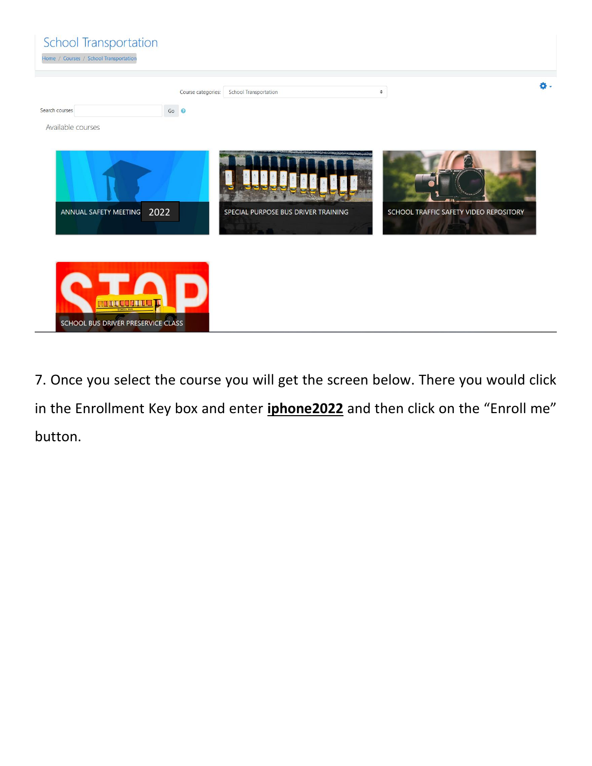School Transportation

Home / Courses / School Transportation

Course categories: School Transportation

Search courses Go

Available courses

ANNUAL SAFETY MEETING 2022

SPECIAL PURPOSE BUS DRIVER TRAINING

SCHOOL TRAFFIC SAFETY VIDEO REPOSITORY

SCHOOL BUS DRIVER PRESERVICE CLASS

7. Once you select the course you will get the screen below. There you would click in the Enrollment Key box and enter **iphone2022** and then click on the "Enroll me" button.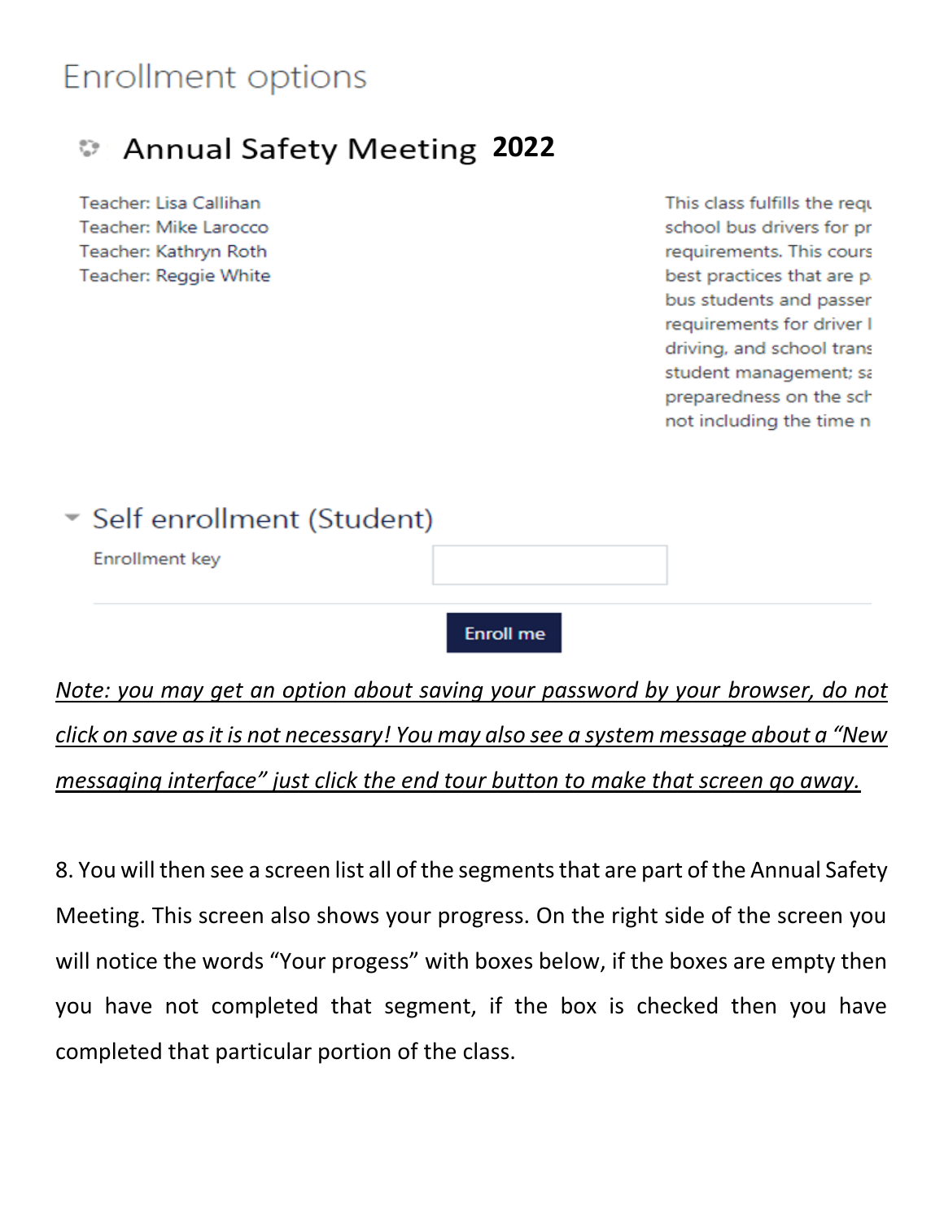# Enrollment options

## Annual Safety Meeting 2022

Teacher: Lisa Callihan
Teacher: Mike Larocco
Teacher: Kathryn Roth
Teacher: Reggie White

This class fulfills the requ
school bus drivers for pr
requirements. This cours
best practices that are p
bus students and passer
requirements for driver l
driving, and school trans
student management; sa
preparedness on the sch
not including the time n

### Self enrollment (Student)

Enrollment key

Enroll me

*Note: you may get an option about saving your password by your browser, do not click on save as it is not necessary! You may also see a system message about a "New messaging interface" just click the end tour button to make that screen go away.*

8. You will then see a screen list all of the segments that are part of the Annual Safety Meeting. This screen also shows your progress. On the right side of the screen you will notice the words "Your progess" with boxes below, if the boxes are empty then you have not completed that segment, if the box is checked then you have completed that particular portion of the class.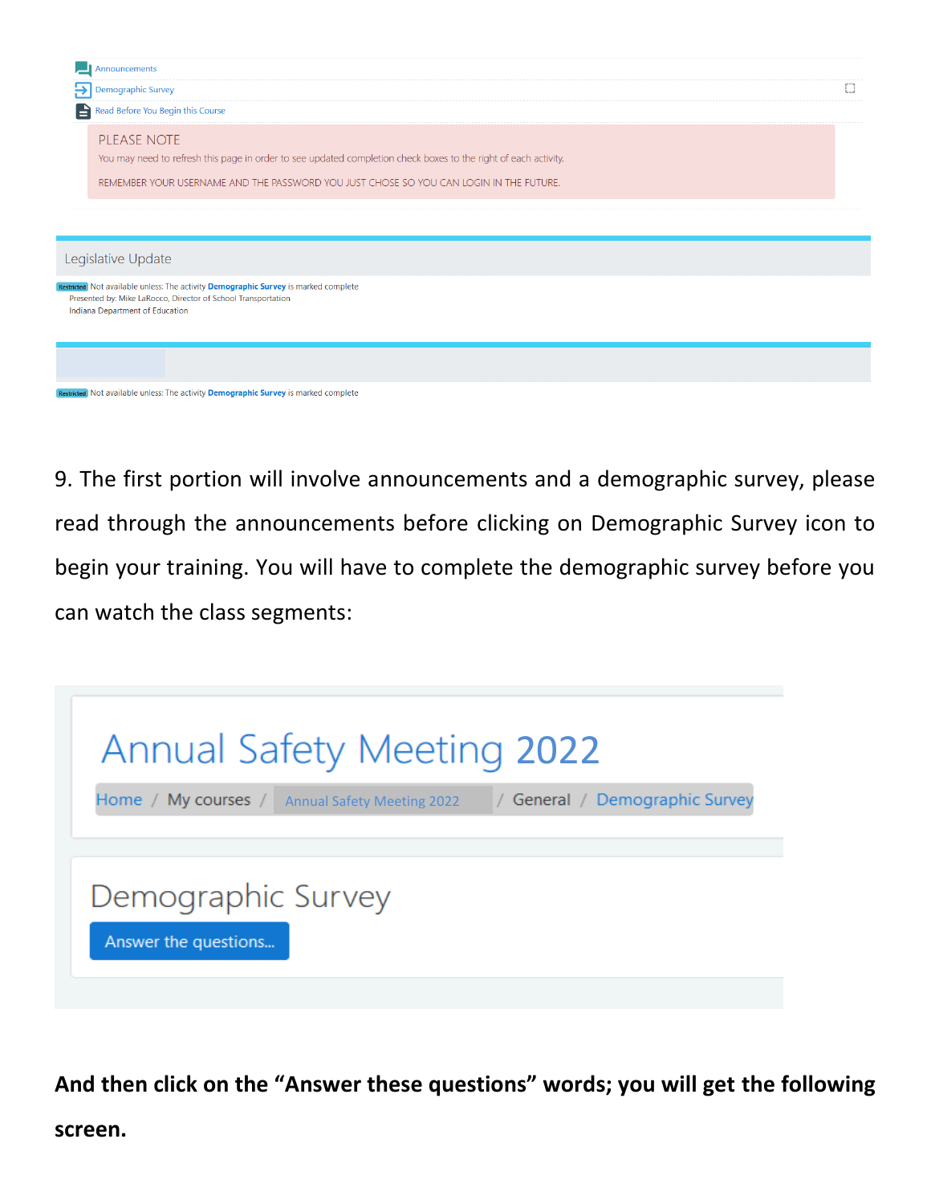Announcements

Demographic Survey

Read Before You Begin this Course

PLEASE NOTE

You may need to refresh this page in order to see updated completion check boxes to the right of each activity.

REMEMBER YOUR USERNAME AND THE PASSWORD YOU JUST CHOSE SO YOU CAN LOGIN IN THE FUTURE.

Legislative Update

Restricted Not available unless: The activity **Demographic Survey** is marked complete

Presented by: Mike LaRocco, Director of School Transportation

Indiana Department of Education

Restricted Not available unless: The activity **Demographic Survey** is marked complete

9. The first portion will involve announcements and a demographic survey, please read through the announcements before clicking on Demographic Survey icon to begin your training. You will have to complete the demographic survey before you can watch the class segments:

Annual Safety Meeting 2022

Home / My courses / Annual Safety Meeting 2022 / General / Demographic Survey

Demographic Survey

Answer the questions...

**And then click on the "Answer these questions" words; you will get the following screen.**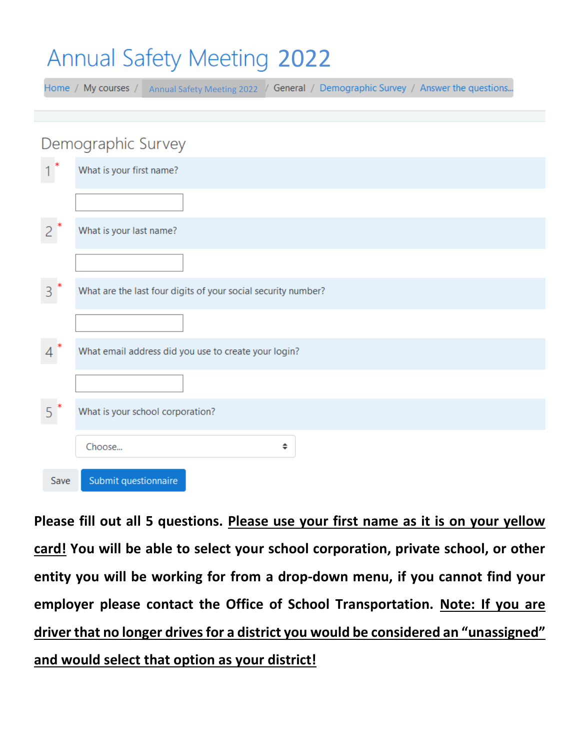# Annual Safety Meeting 2022

Home / My courses / Annual Safety Meeting 2022 / General / Demographic Survey / Answer the questions...

## Demographic Survey

1 * What is your first name?

2 * What is your last name?

3 * What are the last four digits of your social security number?

4 * What email address did you use to create your login?

5 * What is your school corporation?

Choose...

Save | Submit questionnaire

**Please fill out all 5 questions. <u>Please use your first name as it is on your yellow card!</u> You will be able to select your school corporation, private school, or other entity you will be working for from a drop-down menu, if you cannot find your employer please contact the Office of School Transportation. <u>Note: If you are driver that no longer drives for a district you would be considered an "unassigned" and would select that option as your district!</u>**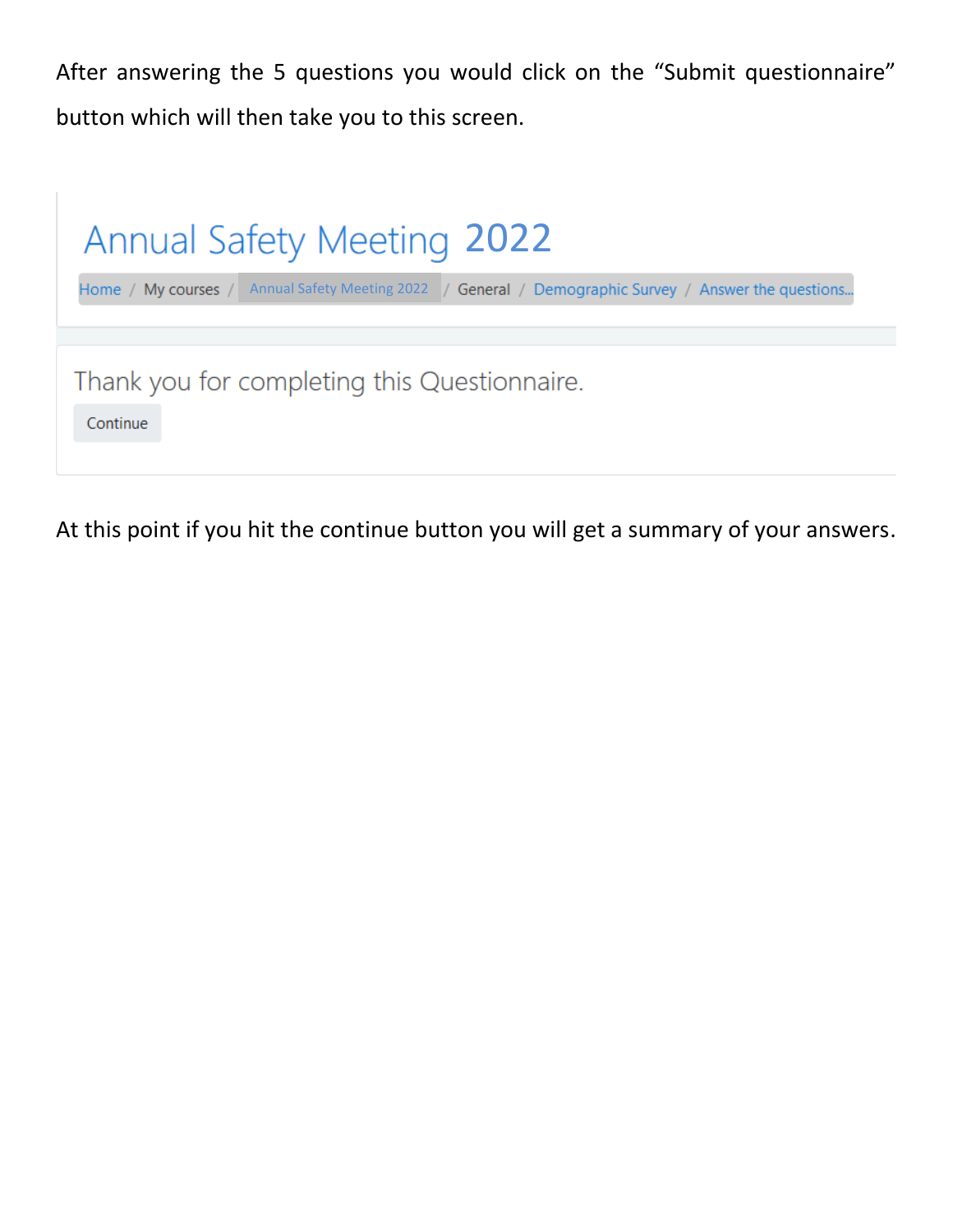After answering the 5 questions you would click on the "Submit questionnaire" button which will then take you to this screen.

Annual Safety Meeting 2022

Home / My courses / Annual Safety Meeting 2022 / General / Demographic Survey / Answer the questions...

Thank you for completing this Questionnaire.

Continue

At this point if you hit the continue button you will get a summary of your answers.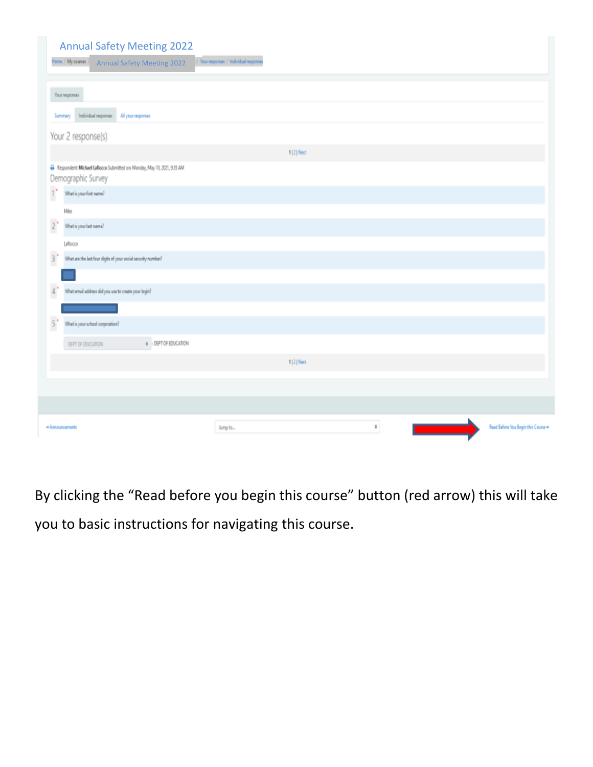Annual Safety Meeting 2022

Home / My courses / Annual Safety Meeting 2022 / Your responses / Individual responses

Your responses

Summary | Individual responses | All your responses

Your 2 response(s)

1 | 2 | Next

Respondent: Michael LaRocco Submitted on Monday, May 10, 2021, 9:35 AM

Demographic Survey

1* What is your first name?

Mike

2* What is your last name?

LaRocco

3* What are the last four digits of your social security number?

4* What email address did you use to create your login?

5* What is your school corporation?

DEPT OF EDUCATION : DEPT OF EDUCATION

1 | 2 | Next

◄ Announcements | Jump to... | Read Before You Begin this Course ►

By clicking the "Read before you begin this course" button (red arrow) this will take you to basic instructions for navigating this course.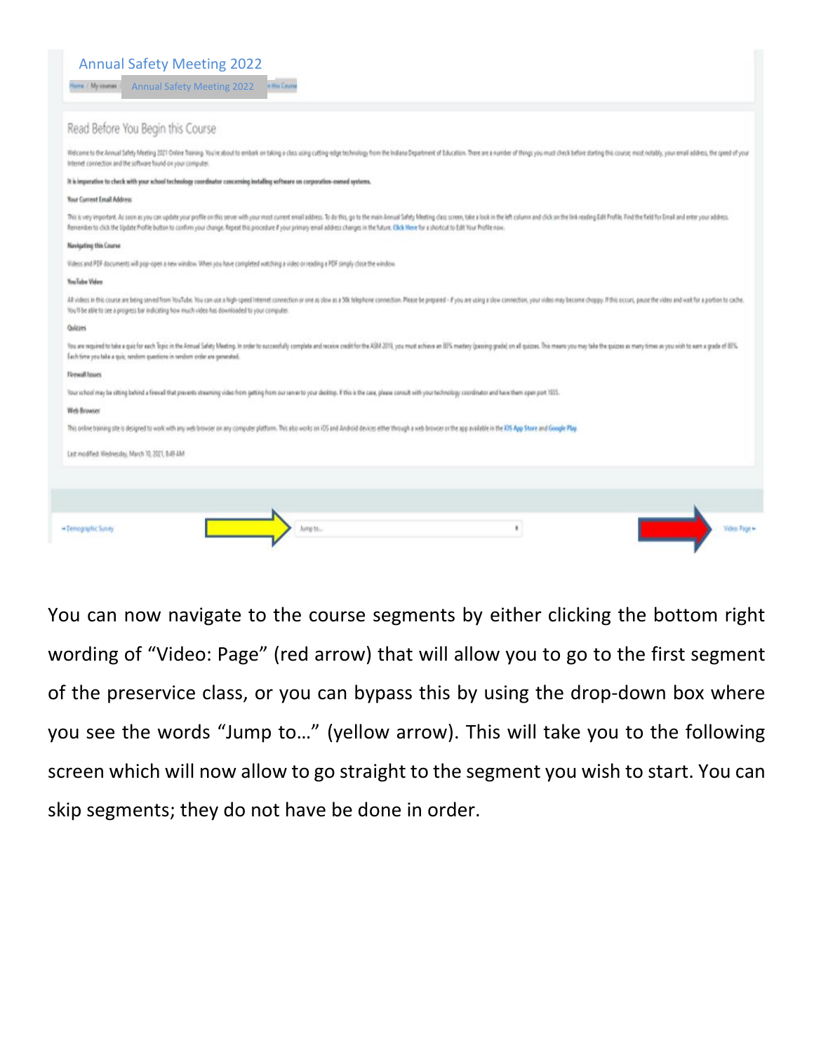## Annual Safety Meeting 2022

Home / My courses / Annual Safety Meeting 2022 / this Course

### Read Before You Begin this Course

Welcome to the Annual Safety Meeting 2021 Online Training. You're about to embark on taking a class using cutting-edge technology from the Indiana Department of Education. There are a number of things you must check before starting this course; most notably, your email address, the speed of your Internet connection and the software found on your computer.

**It is imperative to check with your school technology coordinator concerning installing software on corporation-owned systems.**

**Your Current Email Address**

This is very important. As soon as you can update your profile on this server with your most current email address. To do this, go to the main Annual Safety Meeting class screen, take a look in the left column and click on the link reading Edit Profile. Find the field for Email and enter your address. Remember to click the Update Profile button to confirm your change. Repeat this procedure if your primary email address changes in the future. Click Here for a shortcut to Edit Your Profile now.

**Navigating this Course**

Videos and PDF documents will pop-open a new window. When you have completed watching a video or reading a PDF simply close the window.

**YouTube Video**

All videos in this course are being served from YouTube. You can use a high-speed Internet connection or one as slow as a 56k telephone connection. Please be prepared - if you are using a slow connection, your video may become choppy. If this occurs, pause the video and wait for a portion to cache. You'll be able to see a progress bar indicating how much video has downloaded to your computer.

**Quizzes**

You are required to take a quiz for each Topic in the Annual Safety Meeting. In order to successfully complete and receive credit for the ASM 2019, you must achieve an 80% mastery (passing grade) on all quizzes. This means you may take the quizzes as many times as you wish to earn a grade of 80%. Each time you take a quiz, random questions in random order are generated.

**Firewall Issues**

Your school may be sitting behind a firewall that prevents streaming video from getting from our server to your desktop. If this is the case, please consult with your technology coordinator and have them open port 1935.

**Web Browser**

This online training site is designed to work with any web browser on any computer platform. This also works on iOS and Android devices either through a web browser or the app available in the iOS App Store and Google Play.

Last modified: Wednesday, March 10, 2021, 8:49 AM

◄ Demographic Survey | Jump to... | Video Page ►

You can now navigate to the course segments by either clicking the bottom right wording of "Video: Page" (red arrow) that will allow you to go to the first segment of the preservice class, or you can bypass this by using the drop-down box where you see the words "Jump to…" (yellow arrow). This will take you to the following screen which will now allow to go straight to the segment you wish to start. You can skip segments; they do not have be done in order.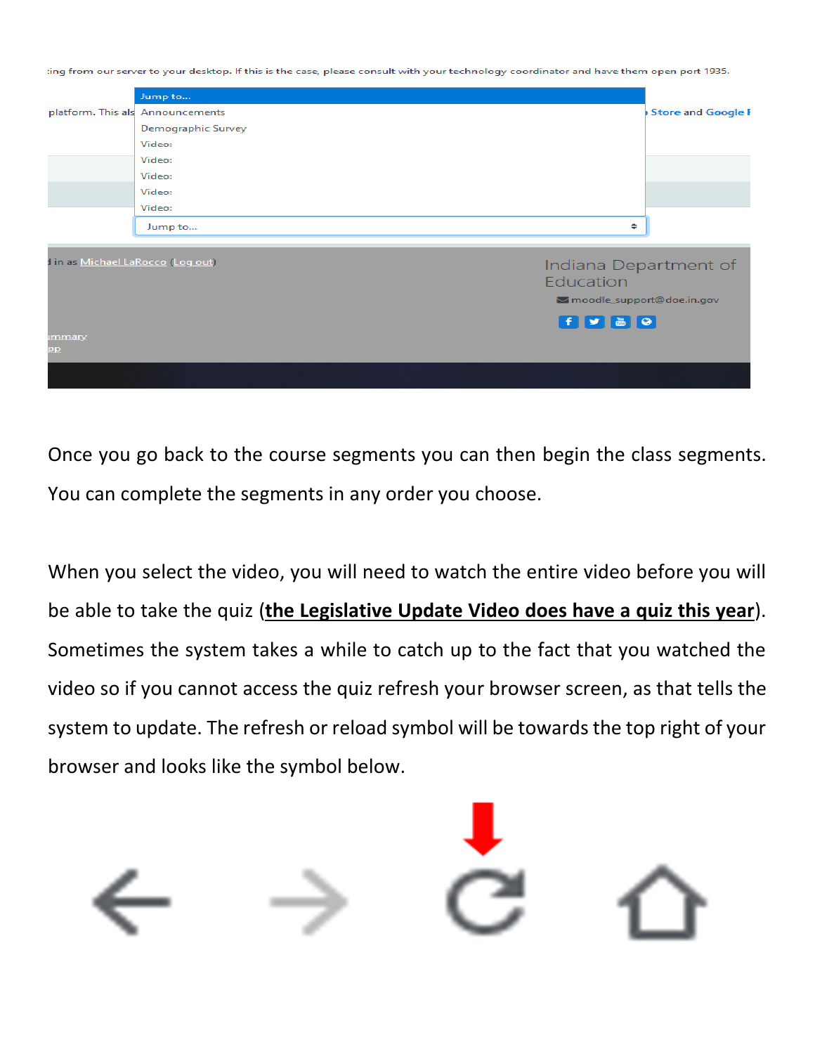Once you go back to the course segments you can then begin the class segments. You can complete the segments in any order you choose.

When you select the video, you will need to watch the entire video before you will be able to take the quiz (**the Legislative Update Video does have a quiz this year**). Sometimes the system takes a while to catch up to the fact that you watched the video so if you cannot access the quiz refresh your browser screen, as that tells the system to update. The refresh or reload symbol will be towards the top right of your browser and looks like the symbol below.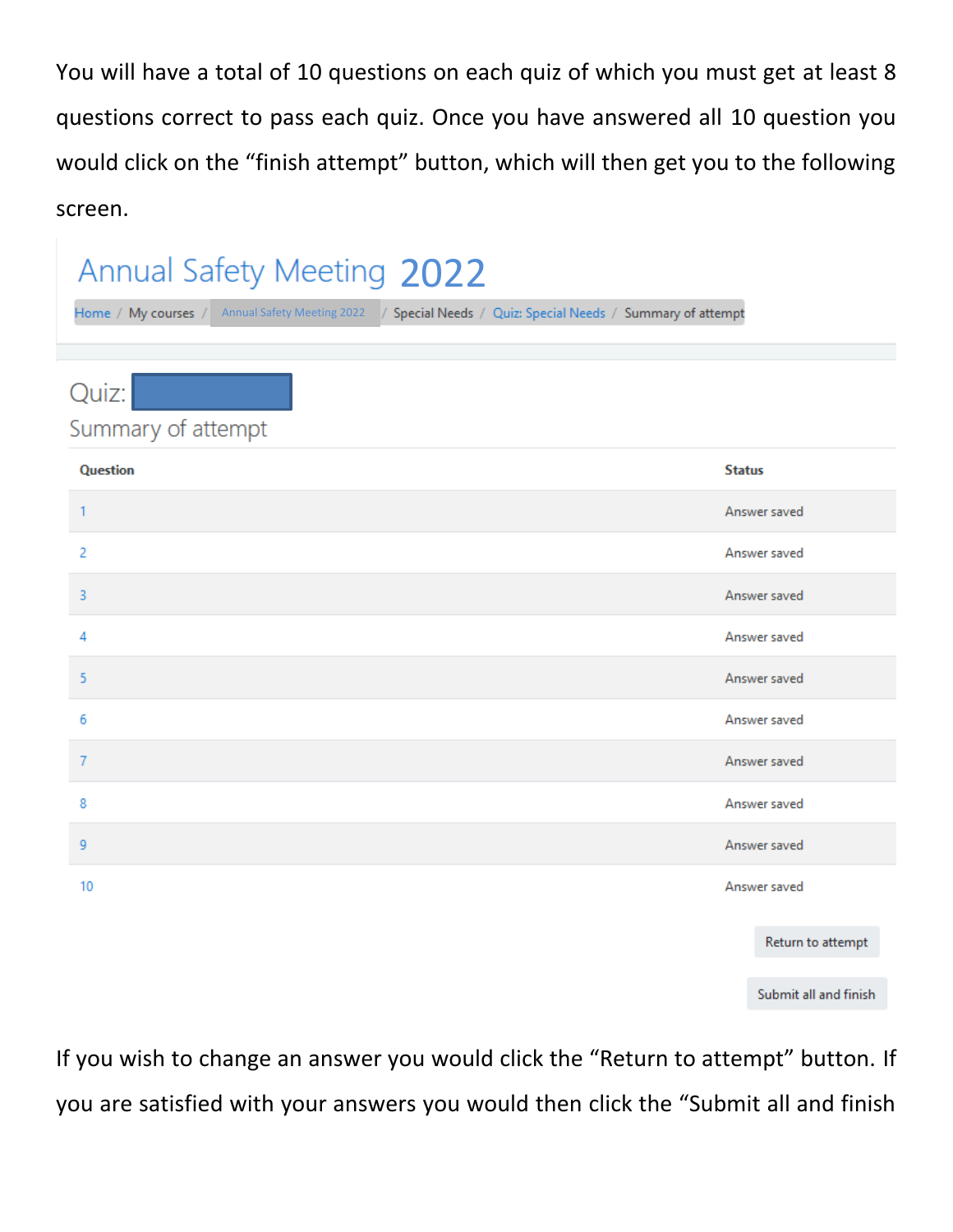You will have a total of 10 questions on each quiz of which you must get at least 8 questions correct to pass each quiz. Once you have answered all 10 question you would click on the "finish attempt" button, which will then get you to the following screen.

# Annual Safety Meeting 2022

Home / My courses / Annual Safety Meeting 2022 / Special Needs / Quiz: Special Needs / Summary of attempt

## Quiz:

### Summary of attempt

| Question | Status |
| --- | --- |
| 1 | Answer saved |
| 2 | Answer saved |
| 3 | Answer saved |
| 4 | Answer saved |
| 5 | Answer saved |
| 6 | Answer saved |
| 7 | Answer saved |
| 8 | Answer saved |
| 9 | Answer saved |
| 10 | Answer saved |

Return to attempt

Submit all and finish

If you wish to change an answer you would click the "Return to attempt" button. If you are satisfied with your answers you would then click the "Submit all and finish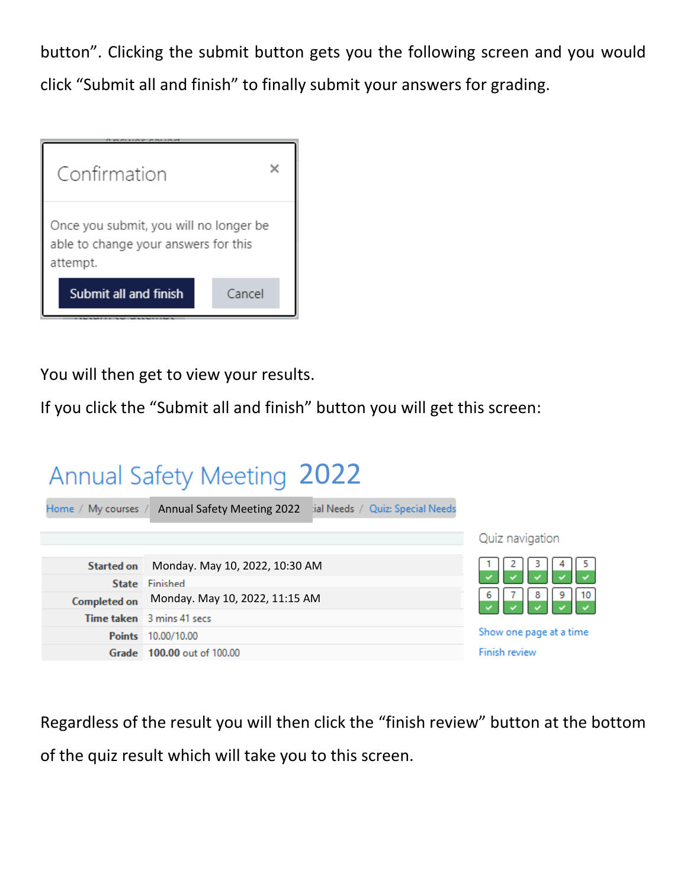button". Clicking the submit button gets you the following screen and you would click "Submit all and finish" to finally submit your answers for grading.

Confirmation ×

Once you submit, you will no longer be able to change your answers for this attempt.

Submit all and finish | Cancel

You will then get to view your results.

If you click the "Submit all and finish" button you will get this screen:

# Annual Safety Meeting 2022

Home / My courses / Annual Safety Meeting 2022 ial Needs / Quiz: Special Needs

| | |
|---|---|
| **Started on** | Monday. May 10, 2022, 10:30 AM |
| **State** | Finished |
| **Completed on** | Monday. May 10, 2022, 11:15 AM |
| **Time taken** | 3 mins 41 secs |
| **Points** | 10.00/10.00 |
| **Grade** | **100.00** out of 100.00 |

Quiz navigation

1 2 3 4 5
6 7 8 9 10

Show one page at a time

Finish review

Regardless of the result you will then click the "finish review" button at the bottom of the quiz result which will take you to this screen.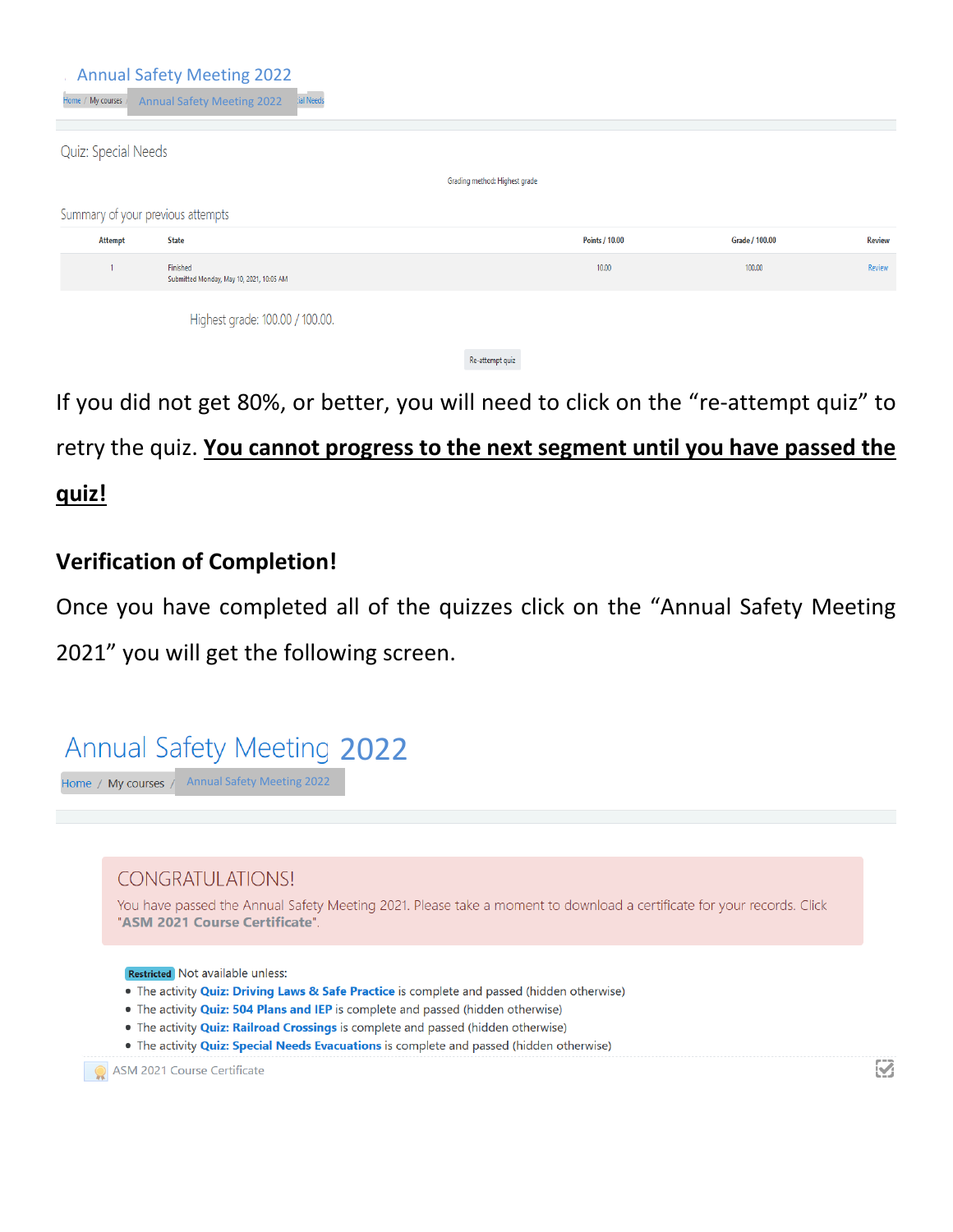Annual Safety Meeting 2022

Home / My courses / Annual Safety Meeting 2022 / ...ial Needs

Quiz: Special Needs

Grading method: Highest grade

Summary of your previous attempts

| Attempt | State | Points / 10.00 | Grade / 100.00 | Review |
|---|---|---|---|---|
| 1 | Finished<br>Submitted Monday, May 10, 2021, 10:05 AM | 10.00 | 100.00 | Review |

Highest grade: 100.00 / 100.00.

Re-attempt quiz

If you did not get 80%, or better, you will need to click on the "re-attempt quiz" to retry the quiz. **<u>You cannot progress to the next segment until you have passed the quiz!</u>**

### Verification of Completion!

Once you have completed all of the quizzes click on the "Annual Safety Meeting 2021" you will get the following screen.

Annual Safety Meeting 2022

Home / My courses / Annual Safety Meeting 2022

CONGRATULATIONS!

You have passed the Annual Safety Meeting 2021. Please take a moment to download a certificate for your records. Click "**ASM 2021 Course Certificate**".

**Restricted** Not available unless:

- The activity **Quiz: Driving Laws & Safe Practice** is complete and passed (hidden otherwise)
- The activity **Quiz: 504 Plans and IEP** is complete and passed (hidden otherwise)
- The activity **Quiz: Railroad Crossings** is complete and passed (hidden otherwise)
- The activity **Quiz: Special Needs Evacuations** is complete and passed (hidden otherwise)

ASM 2021 Course Certificate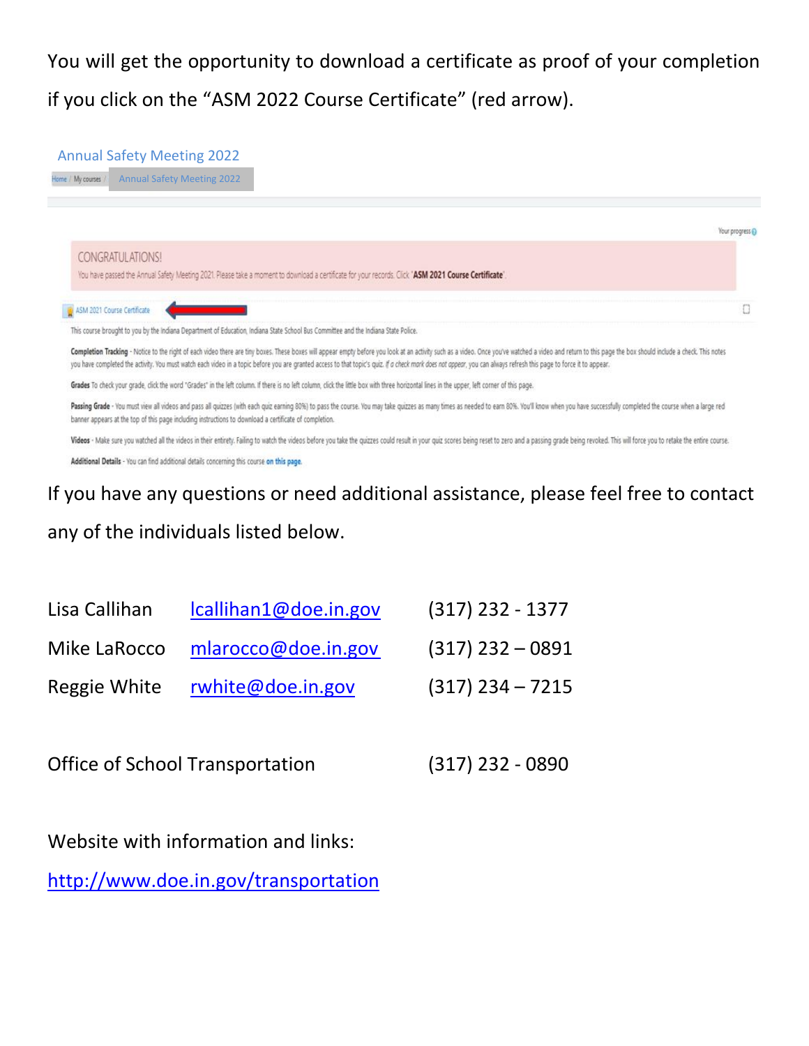You will get the opportunity to download a certificate as proof of your completion if you click on the "ASM 2022 Course Certificate" (red arrow).

Annual Safety Meeting 2022

Home / My courses / Annual Safety Meeting 2022

Your progress

CONGRATULATIONS!

You have passed the Annual Safety Meeting 2021. Please take a moment to download a certificate for your records. Click "**ASM 2021 Course Certificate**".

ASM 2021 Course Certificate

This course brought to you by the Indiana Department of Education, Indiana State School Bus Committee and the Indiana State Police.

**Completion Tracking** - Notice to the right of each video there are tiny boxes. These boxes will appear empty before you look at an activity such as a video. Once you've watched a video and return to this page the box should include a check. This notes you have completed the activity. You must watch each video in a topic before you are granted access to that topic's quiz. *If a check mark does not appear*, you can always refresh this page to force it to appear.

**Grades** To check your grade, click the word "Grades" in the left column. If there is no left column, click the little box with three horizontal lines in the upper, left corner of this page.

**Passing Grade** - You must view all videos and pass all quizzes (with each quiz earning 80%) to pass the course. You may take quizzes as many times as needed to earn 80%. You'll know when you have successfully completed the course when a large red banner appears at the top of this page including instructions to download a certificate of completion.

**Videos** - Make sure you watched all the videos in their entirety. Failing to watch the videos before you take the quizzes could result in your quiz scores being reset to zero and a passing grade being revoked. This will force you to retake the entire course.

**Additional Details** - You can find additional details concerning this course on this page.

If you have any questions or need additional assistance, please feel free to contact any of the individuals listed below.

| | | |
|---|---|---|
| Lisa Callihan | lcallihan1@doe.in.gov | (317) 232 - 1377 |
| Mike LaRocco | mlarocco@doe.in.gov | (317) 232 – 0891 |
| Reggie White | rwhite@doe.in.gov | (317) 234 – 7215 |

Office of School Transportation (317) 232 - 0890

Website with information and links:

http://www.doe.in.gov/transportation